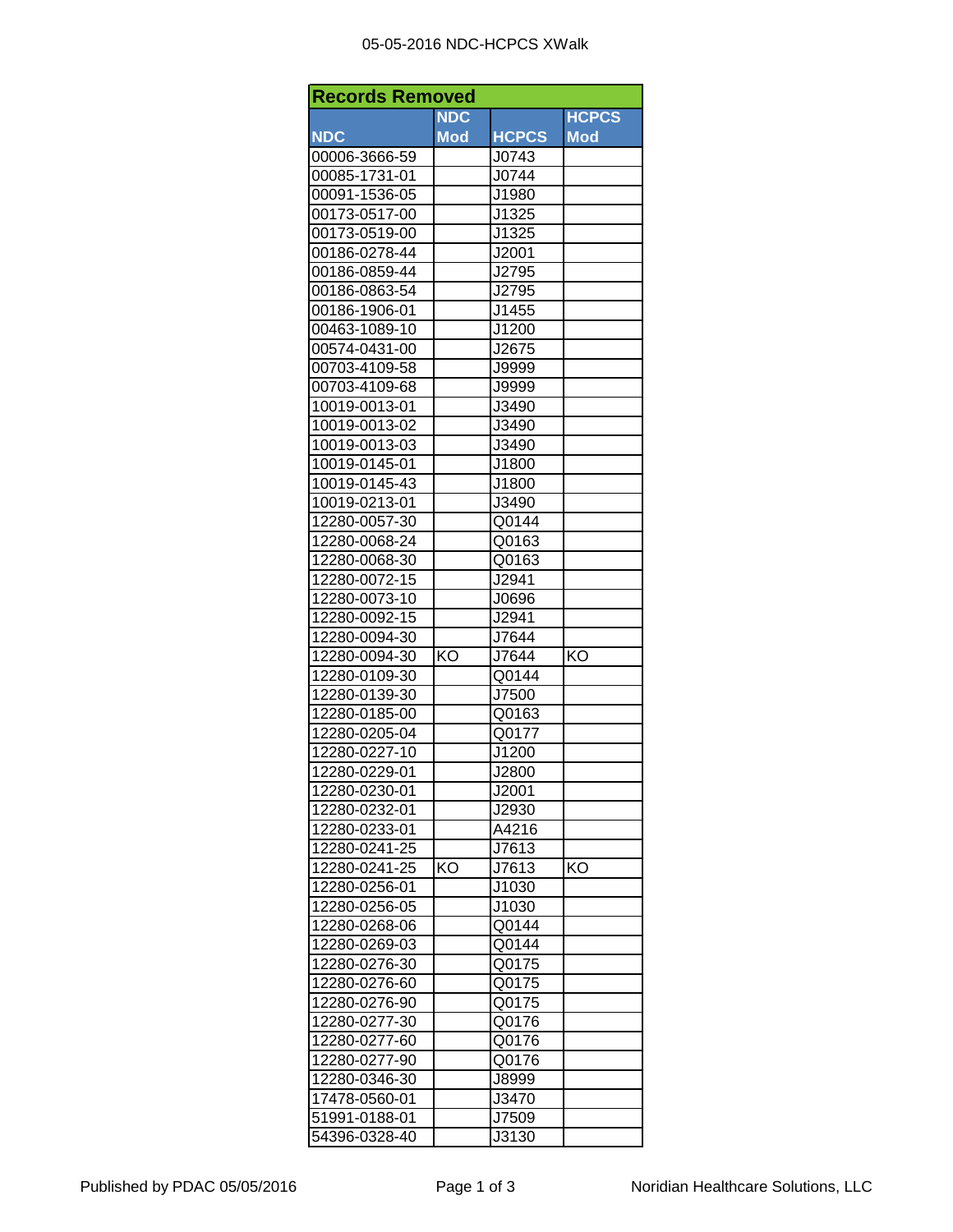# 05-05-2016 NDC-HCPCS XWalk

| Records Removed | | | |
|---|---|---|---|
| NDC | NDC Mod | HCPCS | HCPCS Mod |
| 00006-3666-59 | | J0743 | |
| 00085-1731-01 | | J0744 | |
| 00091-1536-05 | | J1980 | |
| 00173-0517-00 | | J1325 | |
| 00173-0519-00 | | J1325 | |
| 00186-0278-44 | | J2001 | |
| 00186-0859-44 | | J2795 | |
| 00186-0863-54 | | J2795 | |
| 00186-1906-01 | | J1455 | |
| 00463-1089-10 | | J1200 | |
| 00574-0431-00 | | J2675 | |
| 00703-4109-58 | | J9999 | |
| 00703-4109-68 | | J9999 | |
| 10019-0013-01 | | J3490 | |
| 10019-0013-02 | | J3490 | |
| 10019-0013-03 | | J3490 | |
| 10019-0145-01 | | J1800 | |
| 10019-0145-43 | | J1800 | |
| 10019-0213-01 | | J3490 | |
| 12280-0057-30 | | Q0144 | |
| 12280-0068-24 | | Q0163 | |
| 12280-0068-30 | | Q0163 | |
| 12280-0072-15 | | J2941 | |
| 12280-0073-10 | | J0696 | |
| 12280-0092-15 | | J2941 | |
| 12280-0094-30 | | J7644 | |
| 12280-0094-30 | KO | J7644 | KO |
| 12280-0109-30 | | Q0144 | |
| 12280-0139-30 | | J7500 | |
| 12280-0185-00 | | Q0163 | |
| 12280-0205-04 | | Q0177 | |
| 12280-0227-10 | | J1200 | |
| 12280-0229-01 | | J2800 | |
| 12280-0230-01 | | J2001 | |
| 12280-0232-01 | | J2930 | |
| 12280-0233-01 | | A4216 | |
| 12280-0241-25 | | J7613 | |
| 12280-0241-25 | KO | J7613 | KO |
| 12280-0256-01 | | J1030 | |
| 12280-0256-05 | | J1030 | |
| 12280-0268-06 | | Q0144 | |
| 12280-0269-03 | | Q0144 | |
| 12280-0276-30 | | Q0175 | |
| 12280-0276-60 | | Q0175 | |
| 12280-0276-90 | | Q0175 | |
| 12280-0277-30 | | Q0176 | |
| 12280-0277-60 | | Q0176 | |
| 12280-0277-90 | | Q0176 | |
| 12280-0346-30 | | J8999 | |
| 17478-0560-01 | | J3470 | |
| 51991-0188-01 | | J7509 | |
| 54396-0328-40 | | J3130 | |

Published by PDAC 05/05/2016 — Noridian Healthcare Solutions, LLC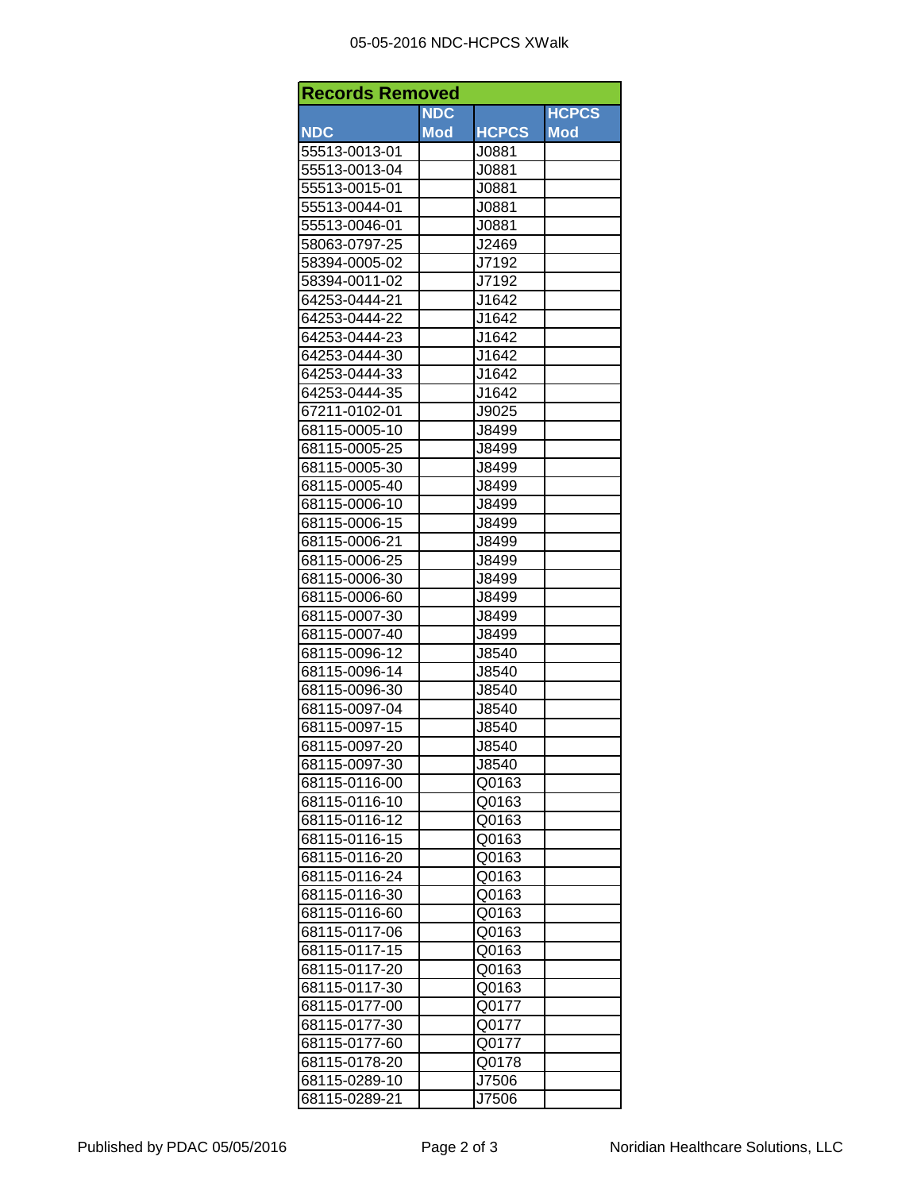| Records Removed | | | |
|---|---|---|---|
| NDC | NDC Mod | HCPCS | HCPCS Mod |
| 55513-0013-01 | | J0881 | |
| 55513-0013-04 | | J0881 | |
| 55513-0015-01 | | J0881 | |
| 55513-0044-01 | | J0881 | |
| 55513-0046-01 | | J0881 | |
| 58063-0797-25 | | J2469 | |
| 58394-0005-02 | | J7192 | |
| 58394-0011-02 | | J7192 | |
| 64253-0444-21 | | J1642 | |
| 64253-0444-22 | | J1642 | |
| 64253-0444-23 | | J1642 | |
| 64253-0444-30 | | J1642 | |
| 64253-0444-33 | | J1642 | |
| 64253-0444-35 | | J1642 | |
| 67211-0102-01 | | J9025 | |
| 68115-0005-10 | | J8499 | |
| 68115-0005-25 | | J8499 | |
| 68115-0005-30 | | J8499 | |
| 68115-0005-40 | | J8499 | |
| 68115-0006-10 | | J8499 | |
| 68115-0006-15 | | J8499 | |
| 68115-0006-21 | | J8499 | |
| 68115-0006-25 | | J8499 | |
| 68115-0006-30 | | J8499 | |
| 68115-0006-60 | | J8499 | |
| 68115-0007-30 | | J8499 | |
| 68115-0007-40 | | J8499 | |
| 68115-0096-12 | | J8540 | |
| 68115-0096-14 | | J8540 | |
| 68115-0096-30 | | J8540 | |
| 68115-0097-04 | | J8540 | |
| 68115-0097-15 | | J8540 | |
| 68115-0097-20 | | J8540 | |
| 68115-0097-30 | | J8540 | |
| 68115-0116-00 | | Q0163 | |
| 68115-0116-10 | | Q0163 | |
| 68115-0116-12 | | Q0163 | |
| 68115-0116-15 | | Q0163 | |
| 68115-0116-20 | | Q0163 | |
| 68115-0116-24 | | Q0163 | |
| 68115-0116-30 | | Q0163 | |
| 68115-0116-60 | | Q0163 | |
| 68115-0117-06 | | Q0163 | |
| 68115-0117-15 | | Q0163 | |
| 68115-0117-20 | | Q0163 | |
| 68115-0117-30 | | Q0163 | |
| 68115-0177-00 | | Q0177 | |
| 68115-0177-30 | | Q0177 | |
| 68115-0177-60 | | Q0177 | |
| 68115-0178-20 | | Q0178 | |
| 68115-0289-10 | | J7506 | |
| 68115-0289-21 | | J7506 | |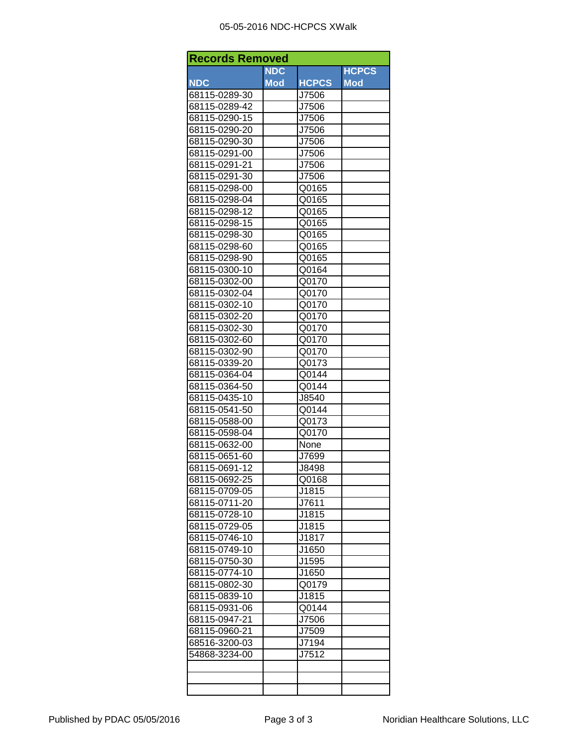## Records Removed

| NDC | NDC Mod | HCPCS | HCPCS Mod |
|---|---|---|---|
| 68115-0289-30 | | J7506 | |
| 68115-0289-42 | | J7506 | |
| 68115-0290-15 | | J7506 | |
| 68115-0290-20 | | J7506 | |
| 68115-0290-30 | | J7506 | |
| 68115-0291-00 | | J7506 | |
| 68115-0291-21 | | J7506 | |
| 68115-0291-30 | | J7506 | |
| 68115-0298-00 | | Q0165 | |
| 68115-0298-04 | | Q0165 | |
| 68115-0298-12 | | Q0165 | |
| 68115-0298-15 | | Q0165 | |
| 68115-0298-30 | | Q0165 | |
| 68115-0298-60 | | Q0165 | |
| 68115-0298-90 | | Q0165 | |
| 68115-0300-10 | | Q0164 | |
| 68115-0302-00 | | Q0170 | |
| 68115-0302-04 | | Q0170 | |
| 68115-0302-10 | | Q0170 | |
| 68115-0302-20 | | Q0170 | |
| 68115-0302-30 | | Q0170 | |
| 68115-0302-60 | | Q0170 | |
| 68115-0302-90 | | Q0170 | |
| 68115-0339-20 | | Q0173 | |
| 68115-0364-04 | | Q0144 | |
| 68115-0364-50 | | Q0144 | |
| 68115-0435-10 | | J8540 | |
| 68115-0541-50 | | Q0144 | |
| 68115-0588-00 | | Q0173 | |
| 68115-0598-04 | | Q0170 | |
| 68115-0632-00 | | None | |
| 68115-0651-60 | | J7699 | |
| 68115-0691-12 | | J8498 | |
| 68115-0692-25 | | Q0168 | |
| 68115-0709-05 | | J1815 | |
| 68115-0711-20 | | J7611 | |
| 68115-0728-10 | | J1815 | |
| 68115-0729-05 | | J1815 | |
| 68115-0746-10 | | J1817 | |
| 68115-0749-10 | | J1650 | |
| 68115-0750-30 | | J1595 | |
| 68115-0774-10 | | J1650 | |
| 68115-0802-30 | | Q0179 | |
| 68115-0839-10 | | J1815 | |
| 68115-0931-06 | | Q0144 | |
| 68115-0947-21 | | J7506 | |
| 68115-0960-21 | | J7509 | |
| 68516-3200-03 | | J7194 | |
| 54868-3234-00 | | J7512 | |
| | | | |
| | | | |
| | | | |